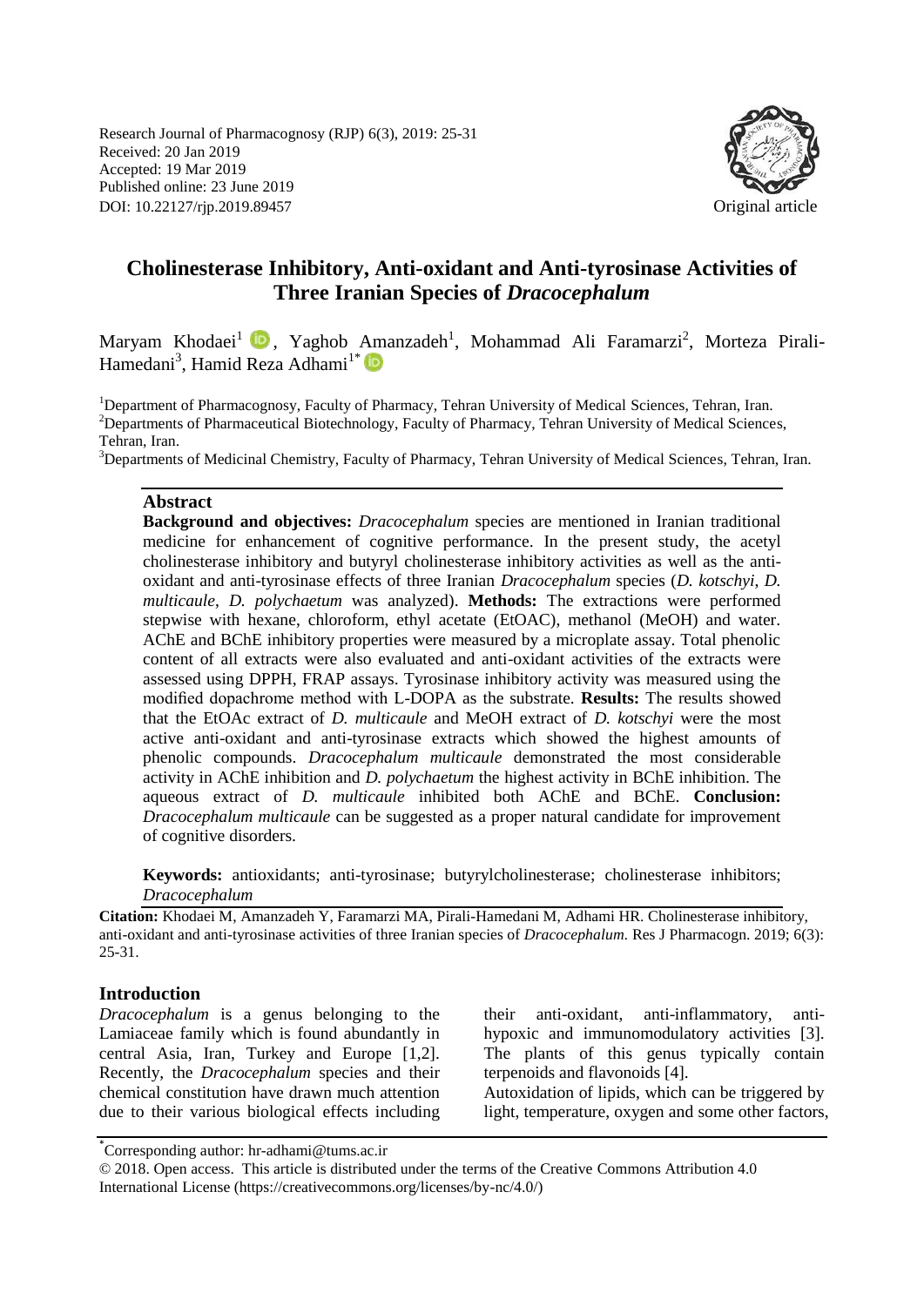Research Journal of Pharmacognosy (RJP) 6(3), 2019: 25-31
Received: 20 Jan 2019
Accepted: 19 Mar 2019
Published online: 23 June 2019
DOI: 10.22127/rjp.2019.89457

Original article

# Cholinesterase Inhibitory, Anti-oxidant and Anti-tyrosinase Activities of Three Iranian Species of *Dracocephalum*

Maryam Khodaei[1], Yaghob Amanzadeh[1], Mohammad Ali Faramarzi[2], Morteza Pirali-Hamedani[3], Hamid Reza Adhami[1*]

[1]Department of Pharmacognosy, Faculty of Pharmacy, Tehran University of Medical Sciences, Tehran, Iran.
[2]Departments of Pharmaceutical Biotechnology, Faculty of Pharmacy, Tehran University of Medical Sciences, Tehran, Iran.
[3]Departments of Medicinal Chemistry, Faculty of Pharmacy, Tehran University of Medical Sciences, Tehran, Iran.

## Abstract

**Background and objectives:** *Dracocephalum* species are mentioned in Iranian traditional medicine for enhancement of cognitive performance. In the present study, the acetyl cholinesterase inhibitory and butyryl cholinesterase inhibitory activities as well as the anti-oxidant and anti-tyrosinase effects of three Iranian *Dracocephalum* species (*D. kotschyi*, *D. multicaule*, *D. polychaetum* was analyzed). **Methods:** The extractions were performed stepwise with hexane, chloroform, ethyl acetate (EtOAC), methanol (MeOH) and water. AChE and BChE inhibitory properties were measured by a microplate assay. Total phenolic content of all extracts were also evaluated and anti-oxidant activities of the extracts were assessed using DPPH, FRAP assays. Tyrosinase inhibitory activity was measured using the modified dopachrome method with L-DOPA as the substrate. **Results:** The results showed that the EtOAc extract of *D. multicaule* and MeOH extract of *D. kotschyi* were the most active anti-oxidant and anti-tyrosinase extracts which showed the highest amounts of phenolic compounds. *Dracocephalum multicaule* demonstrated the most considerable activity in AChE inhibition and *D. polychaetum* the highest activity in BChE inhibition. The aqueous extract of *D. multicaule* inhibited both AChE and BChE. **Conclusion:** *Dracocephalum multicaule* can be suggested as a proper natural candidate for improvement of cognitive disorders.

**Keywords:** antioxidants; anti-tyrosinase; butyrylcholinesterase; cholinesterase inhibitors; *Dracocephalum*

**Citation:** Khodaei M, Amanzadeh Y, Faramarzi MA, Pirali-Hamedani M, Adhami HR. Cholinesterase inhibitory, anti-oxidant and anti-tyrosinase activities of three Iranian species of *Dracocephalum*. Res J Pharmacogn. 2019; 6(3): 25-31.

## Introduction

*Dracocephalum* is a genus belonging to the Lamiaceae family which is found abundantly in central Asia, Iran, Turkey and Europe [1,2]. Recently, the *Dracocephalum* species and their chemical constitution have drawn much attention due to their various biological effects including their anti-oxidant, anti-inflammatory, anti-hypoxic and immunomodulatory activities [3]. The plants of this genus typically contain terpenoids and flavonoids [4].

Autoxidation of lipids, which can be triggered by light, temperature, oxygen and some other factors,

*Corresponding author: hr-adhami@tums.ac.ir

© 2018. Open access. This article is distributed under the terms of the Creative Commons Attribution 4.0 International License (https://creativecommons.org/licenses/by-nc/4.0/)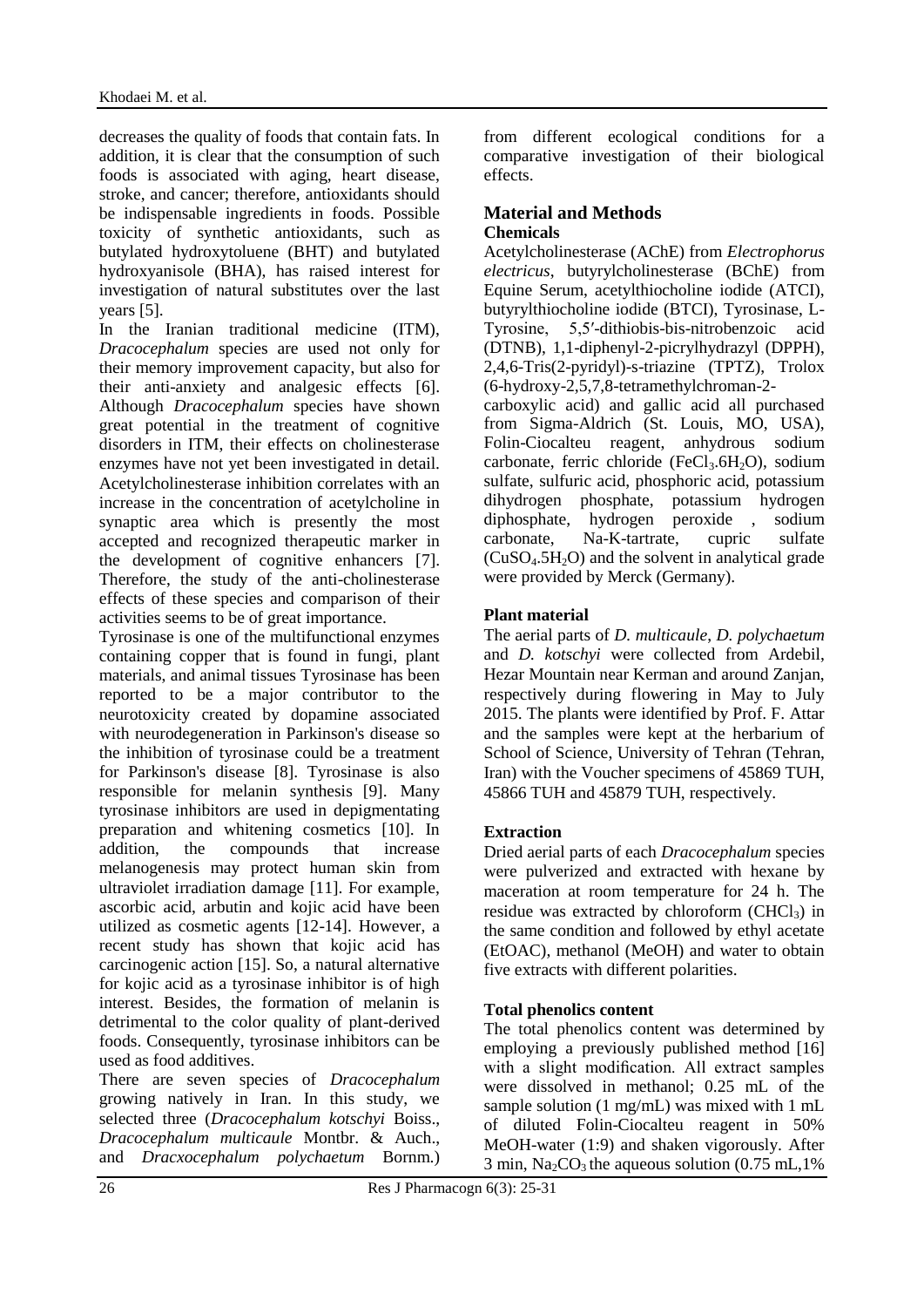decreases the quality of foods that contain fats. In addition, it is clear that the consumption of such foods is associated with aging, heart disease, stroke, and cancer; therefore, antioxidants should be indispensable ingredients in foods. Possible toxicity of synthetic antioxidants, such as butylated hydroxytoluene (BHT) and butylated hydroxyanisole (BHA), has raised interest for investigation of natural substitutes over the last years [5].

In the Iranian traditional medicine (ITM), *Dracocephalum* species are used not only for their memory improvement capacity, but also for their anti-anxiety and analgesic effects [6]. Although *Dracocephalum* species have shown great potential in the treatment of cognitive disorders in ITM, their effects on cholinesterase enzymes have not yet been investigated in detail. Acetylcholinesterase inhibition correlates with an increase in the concentration of acetylcholine in synaptic area which is presently the most accepted and recognized therapeutic marker in the development of cognitive enhancers [7]. Therefore, the study of the anti-cholinesterase effects of these species and comparison of their activities seems to be of great importance.

Tyrosinase is one of the multifunctional enzymes containing copper that is found in fungi, plant materials, and animal tissues Tyrosinase has been reported to be a major contributor to the neurotoxicity created by dopamine associated with neurodegeneration in Parkinson's disease so the inhibition of tyrosinase could be a treatment for Parkinson's disease [8]. Tyrosinase is also responsible for melanin synthesis [9]. Many tyrosinase inhibitors are used in depigmentating preparation and whitening cosmetics [10]. In addition, the compounds that increase melanogenesis may protect human skin from ultraviolet irradiation damage [11]. For example, ascorbic acid, arbutin and kojic acid have been utilized as cosmetic agents [12-14]. However, a recent study has shown that kojic acid has carcinogenic action [15]. So, a natural alternative for kojic acid as a tyrosinase inhibitor is of high interest. Besides, the formation of melanin is detrimental to the color quality of plant-derived foods. Consequently, tyrosinase inhibitors can be used as food additives.

There are seven species of *Dracocephalum* growing natively in Iran. In this study, we selected three (*Dracocephalum kotschyi* Boiss., *Dracocephalum multicaule* Montbr. & Auch., and *Dracxocephalum polychaetum* Bornm.) from different ecological conditions for a comparative investigation of their biological effects.

## Material and Methods

### Chemicals

Acetylcholinesterase (AChE) from *Electrophorus electricus*, butyrylcholinesterase (BChE) from Equine Serum, acetylthiocholine iodide (ATCI), butyrylthiocholine iodide (BTCI), Tyrosinase, L-Tyrosine, 5,5′-dithiobis-bis-nitrobenzoic acid (DTNB), 1,1-diphenyl-2-picrylhydrazyl (DPPH), 2,4,6-Tris(2-pyridyl)-s-triazine (TPTZ), Trolox (6-hydroxy-2,5,7,8-tetramethylchroman-2-carboxylic acid) and gallic acid all purchased from Sigma-Aldrich (St. Louis, MO, USA), Folin-Ciocalteu reagent, anhydrous sodium carbonate, ferric chloride ($FeCl_3.6H_2O$), sodium sulfate, sulfuric acid, phosphoric acid, potassium dihydrogen phosphate, potassium hydrogen diphosphate, hydrogen peroxide , sodium carbonate, Na-K-tartrate, cupric sulfate ($CuSO_4.5H_2O$) and the solvent in analytical grade were provided by Merck (Germany).

### Plant material

The aerial parts of *D. multicaule*, *D. polychaetum* and *D. kotschyi* were collected from Ardebil, Hezar Mountain near Kerman and around Zanjan, respectively during flowering in May to July 2015. The plants were identified by Prof. F. Attar and the samples were kept at the herbarium of School of Science, University of Tehran (Tehran, Iran) with the Voucher specimens of 45869 TUH, 45866 TUH and 45879 TUH, respectively.

### Extraction

Dried aerial parts of each *Dracocephalum* species were pulverized and extracted with hexane by maceration at room temperature for 24 h. The residue was extracted by chloroform ($CHCl_3$) in the same condition and followed by ethyl acetate (EtOAC), methanol (MeOH) and water to obtain five extracts with different polarities.

### Total phenolics content

The total phenolics content was determined by employing a previously published method [16] with a slight modification. All extract samples were dissolved in methanol; 0.25 mL of the sample solution (1 mg/mL) was mixed with 1 mL of diluted Folin-Ciocalteu reagent in 50% MeOH-water (1:9) and shaken vigorously. After 3 min, $Na_2CO_3$ the aqueous solution (0.75 mL,1%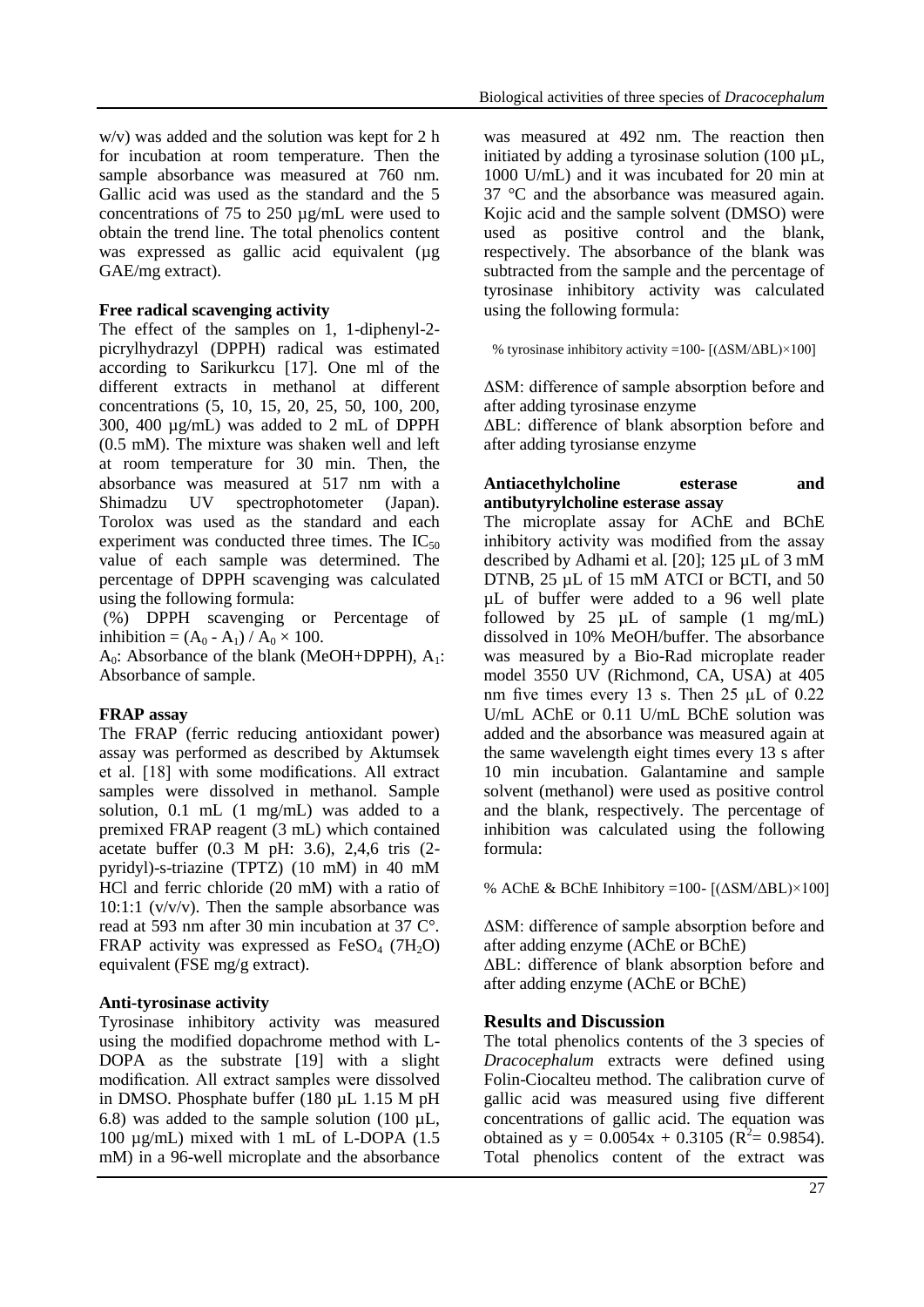w/v) was added and the solution was kept for 2 h for incubation at room temperature. Then the sample absorbance was measured at 760 nm. Gallic acid was used as the standard and the 5 concentrations of 75 to 250 µg/mL were used to obtain the trend line. The total phenolics content was expressed as gallic acid equivalent (µg GAE/mg extract).

### Free radical scavenging activity

The effect of the samples on 1, 1-diphenyl-2-picrylhydrazyl (DPPH) radical was estimated according to Sarikurkcu [17]. One ml of the different extracts in methanol at different concentrations (5, 10, 15, 20, 25, 50, 100, 200, 300, 400 µg/mL) was added to 2 mL of DPPH (0.5 mM). The mixture was shaken well and left at room temperature for 30 min. Then, the absorbance was measured at 517 nm with a Shimadzu UV spectrophotometer (Japan). Torolox was used as the standard and each experiment was conducted three times. The $IC_{50}$ value of each sample was determined. The percentage of DPPH scavenging was calculated using the following formula:

(%) DPPH scavenging or Percentage of inhibition = $(A_0 - A_1) / A_0 \times 100$.

$A_0$: Absorbance of the blank (MeOH+DPPH), $A_1$: Absorbance of sample.

### FRAP assay

The FRAP (ferric reducing antioxidant power) assay was performed as described by Aktumsek et al. [18] with some modifications. All extract samples were dissolved in methanol. Sample solution, 0.1 mL (1 mg/mL) was added to a premixed FRAP reagent (3 mL) which contained acetate buffer (0.3 M pH: 3.6), 2,4,6 tris (2-pyridyl)-s-triazine (TPTZ) (10 mM) in 40 mM HCl and ferric chloride (20 mM) with a ratio of 10:1:1 (v/v/v). Then the sample absorbance was read at 593 nm after 30 min incubation at 37 C°. FRAP activity was expressed as $FeSO_4$ ($7H_2O$) equivalent (FSE mg/g extract).

### Anti-tyrosinase activity

Tyrosinase inhibitory activity was measured using the modified dopachrome method with L-DOPA as the substrate [19] with a slight modification. All extract samples were dissolved in DMSO. Phosphate buffer (180 µL 1.15 M pH 6.8) was added to the sample solution (100 µL, 100 µg/mL) mixed with 1 mL of L-DOPA (1.5 mM) in a 96-well microplate and the absorbance was measured at 492 nm. The reaction then initiated by adding a tyrosinase solution (100 µL, 1000 U/mL) and it was incubated for 20 min at 37 °C and the absorbance was measured again. Kojic acid and the sample solvent (DMSO) were used as positive control and the blank, respectively. The absorbance of the blank was subtracted from the sample and the percentage of tyrosinase inhibitory activity was calculated using the following formula:

$$\% \text{ tyrosinase inhibitory activity} = 100 - [(\Delta SM/\Delta BL) \times 100]$$

ΔSM: difference of sample absorption before and after adding tyrosinase enzyme

ΔBL: difference of blank absorption before and after adding tyrosianse enzyme

### Antiacethylcholine esterase and antibutyrylcholine esterase assay

The microplate assay for AChE and BChE inhibitory activity was modified from the assay described by Adhami et al. [20]; 125 µL of 3 mM DTNB, 25 µL of 15 mM ATCI or BCTI, and 50 µL of buffer were added to a 96 well plate followed by 25 µL of sample (1 mg/mL) dissolved in 10% MeOH/buffer. The absorbance was measured by a Bio-Rad microplate reader model 3550 UV (Richmond, CA, USA) at 405 nm five times every 13 s. Then 25 µL of 0.22 U/mL AChE or 0.11 U/mL BChE solution was added and the absorbance was measured again at the same wavelength eight times every 13 s after 10 min incubation. Galantamine and sample solvent (methanol) were used as positive control and the blank, respectively. The percentage of inhibition was calculated using the following formula:

$$\% \text{ AChE \& BChE Inhibitory} = 100 - [(\Delta SM/\Delta BL) \times 100]$$

ΔSM: difference of sample absorption before and after adding enzyme (AChE or BChE)

ΔBL: difference of blank absorption before and after adding enzyme (AChE or BChE)

## Results and Discussion

The total phenolics contents of the 3 species of *Dracocephalum* extracts were defined using Folin-Ciocalteu method. The calibration curve of gallic acid was measured using five different concentrations of gallic acid. The equation was obtained as $y = 0.0054x + 0.3105$ ($R^2 = 0.9854$). Total phenolics content of the extract was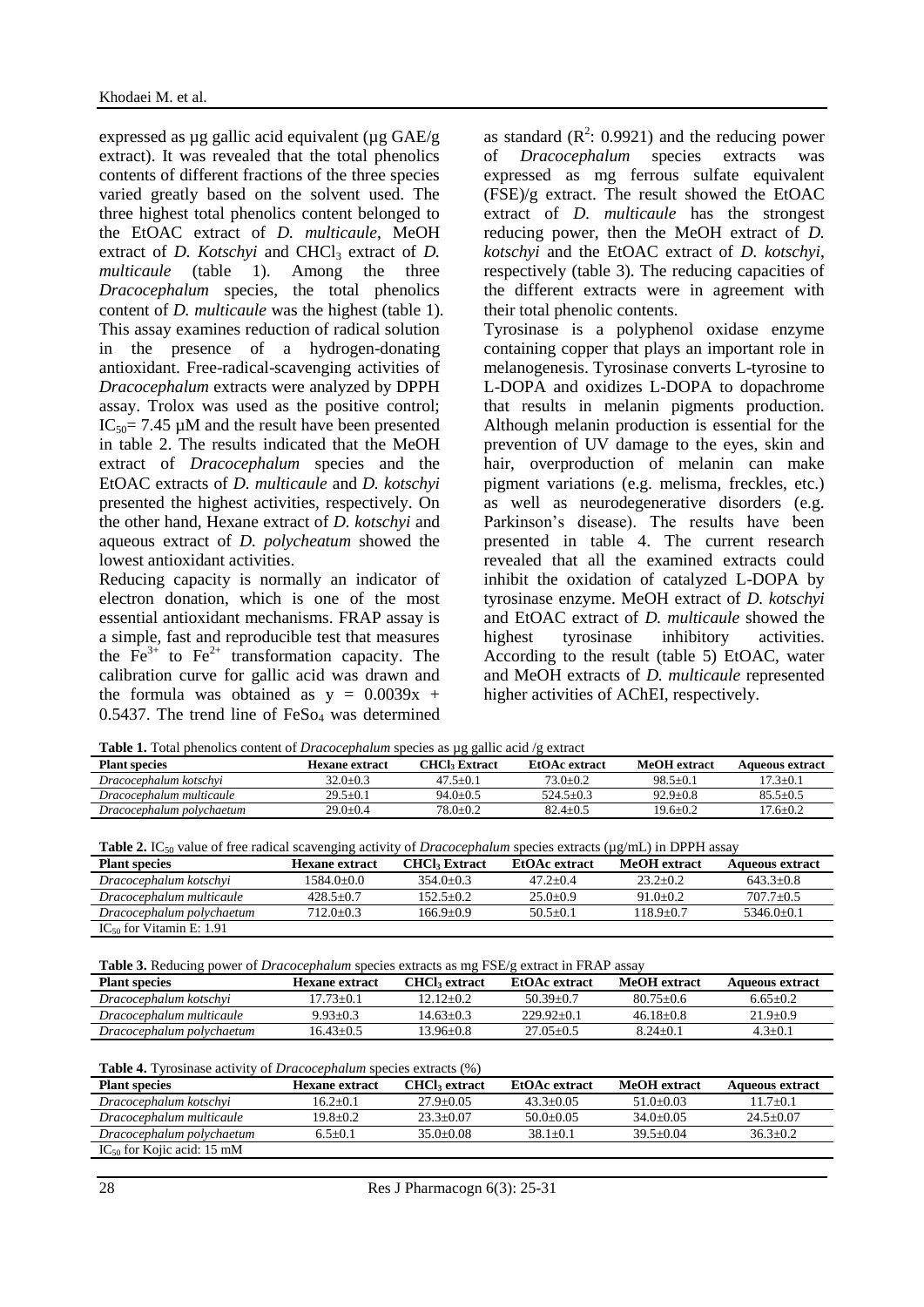expressed as µg gallic acid equivalent (µg GAE/g extract). It was revealed that the total phenolics contents of different fractions of the three species varied greatly based on the solvent used. The three highest total phenolics content belonged to the EtOAC extract of *D. multicaule*, MeOH extract of *D. Kotschyi* and $CHCl_3$ extract of *D. multicaule* (table 1). Among the three *Dracocephalum* species, the total phenolics content of *D. multicaule* was the highest (table 1).

This assay examines reduction of radical solution in the presence of a hydrogen-donating antioxidant. Free-radical-scavenging activities of *Dracocephalum* extracts were analyzed by DPPH assay. Trolox was used as the positive control; $IC_{50}$= 7.45 µM and the result have been presented in table 2. The results indicated that the MeOH extract of *Dracocephalum* species and the EtOAC extracts of *D. multicaule* and *D. kotschyi* presented the highest activities, respectively. On the other hand, Hexane extract of *D. kotschyi* and aqueous extract of *D. polycheatum* showed the lowest antioxidant activities.

Reducing capacity is normally an indicator of electron donation, which is one of the most essential antioxidant mechanisms. FRAP assay is a simple, fast and reproducible test that measures the $Fe^{3+}$ to $Fe^{2+}$ transformation capacity. The calibration curve for gallic acid was drawn and the formula was obtained as $y = 0.0039x + 0.5437$. The trend line of $FeSo_4$ was determined as standard ($R^2$: 0.9921) and the reducing power of *Dracocephalum* species extracts was expressed as mg ferrous sulfate equivalent (FSE)/g extract. The result showed the EtOAC extract of *D. multicaule* has the strongest reducing power, then the MeOH extract of *D. kotschyi* and the EtOAC extract of *D. kotschyi*, respectively (table 3). The reducing capacities of the different extracts were in agreement with their total phenolic contents.

Tyrosinase is a polyphenol oxidase enzyme containing copper that plays an important role in melanogenesis. Tyrosinase converts L-tyrosine to L-DOPA and oxidizes L-DOPA to dopachrome that results in melanin pigments production. Although melanin production is essential for the prevention of UV damage to the eyes, skin and hair, overproduction of melanin can make pigment variations (e.g. melisma, freckles, etc.) as well as neurodegenerative disorders (e.g. Parkinson's disease). The results have been presented in table 4. The current research revealed that all the examined extracts could inhibit the oxidation of catalyzed L-DOPA by tyrosinase enzyme. MeOH extract of *D. kotschyi* and EtOAC extract of *D. multicaule* showed the highest tyrosinase inhibitory activities. According to the result (table 5) EtOAC, water and MeOH extracts of *D. multicaule* represented higher activities of AChEI, respectively.

**Table 1.** Total phenolics content of *Dracocephalum* species as µg gallic acid /g extract

| Plant species | Hexane extract | $CHCl_3$ Extract | EtOAc extract | MeOH extract | Aqueous extract |
|---|---|---|---|---|---|
| *Dracocephalum kotschyi* | 32.0±0.3 | 47.5±0.1 | 73.0±0.2 | 98.5±0.1 | 17.3±0.1 |
| *Dracocephalum multicaule* | 29.5±0.1 | 94.0±0.5 | 524.5±0.3 | 92.9±0.8 | 85.5±0.5 |
| *Dracocephalum polychaetum* | 29.0±0.4 | 78.0±0.2 | 82.4±0.5 | 19.6±0.2 | 17.6±0.2 |

**Table 2.** $IC_{50}$ value of free radical scavenging activity of *Dracocephalum* species extracts (µg/mL) in DPPH assay

| Plant species | Hexane extract | $CHCl_3$ Extract | EtOAc extract | MeOH extract | Aqueous extract |
|---|---|---|---|---|---|
| *Dracocephalum kotschyi* | 1584.0±0.0 | 354.0±0.3 | 47.2±0.4 | 23.2±0.2 | 643.3±0.8 |
| *Dracocephalum multicaule* | 428.5±0.7 | 152.5±0.2 | 25.0±0.9 | 91.0±0.2 | 707.7±0.5 |
| *Dracocephalum polychaetum* | 712.0±0.3 | 166.9±0.9 | 50.5±0.1 | 118.9±0.7 | 5346.0±0.1 |
| $IC_{50}$ for Vitamin E: 1.91 | | | | | |

**Table 3.** Reducing power of *Dracocephalum* species extracts as mg FSE/g extract in FRAP assay

| Plant species | Hexane extract | $CHCl_3$ Extract | EtOAc extract | MeOH extract | Aqueous extract |
|---|---|---|---|---|---|
| *Dracocephalum kotschyi* | 17.73±0.1 | 12.12±0.2 | 50.39±0.7 | 80.75±0.6 | 6.65±0.2 |
| *Dracocephalum multicaule* | 9.93±0.3 | 14.63±0.3 | 229.92±0.1 | 46.18±0.8 | 21.9±0.9 |
| *Dracocephalum polychaetum* | 16.43±0.5 | 13.96±0.8 | 27.05±0.5 | 8.24±0.1 | 4.3±0.1 |

**Table 4.** Tyrosinase activity of *Dracocephalum* species extracts (%)

| Plant species | Hexane extract | $CHCl_3$ extract | EtOAc extract | MeOH extract | Aqueous extract |
|---|---|---|---|---|---|
| *Dracocephalum kotschyi* | 16.2±0.1 | 27.9±0.05 | 43.3±0.05 | 51.0±0.03 | 11.7±0.1 |
| *Dracocephalum multicaule* | 19.8±0.2 | 23.3±0.07 | 50.0±0.05 | 34.0±0.05 | 24.5±0.07 |
| *Dracocephalum polychaetum* | 6.5±0.1 | 35.0±0.08 | 38.1±0.1 | 39.5±0.04 | 36.3±0.2 |
| $IC_{50}$ for Kojic acid: 15 mM | | | | | |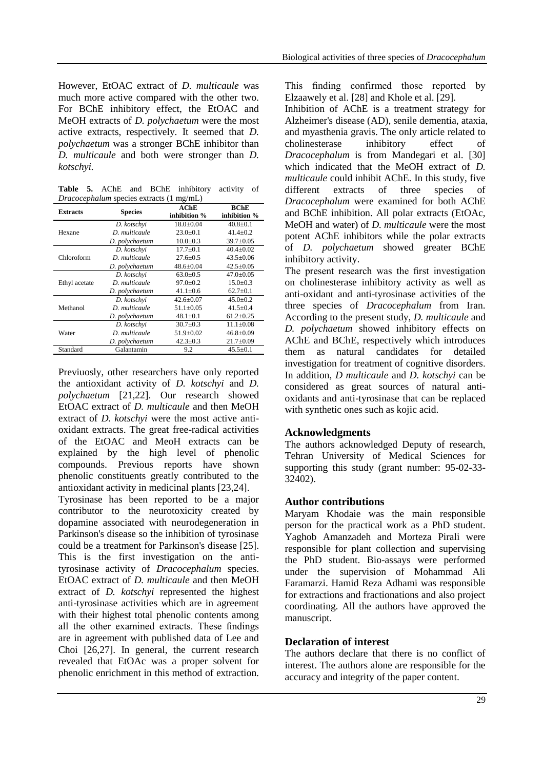However, EtOAC extract of *D. multicaule* was much more active compared with the other two. For BChE inhibitory effect, the EtOAC and MeOH extracts of *D. polychaetum* were the most active extracts, respectively. It seemed that *D. polychaetum* was a stronger BChE inhibitor than *D. multicaule* and both were stronger than *D. kotschyi*.

**Table 5.** AChE and BChE inhibitory activity of *Dracocephalum* species extracts (1 mg/mL)

| Extracts | Species | AChE inhibition % | BChE inhibition % |
|---|---|---|---|
| Hexane | *D. kotschyi* | 18.0±0.04 | 40.8±0.1 |
| | *D. multicaule* | 23.0±0.1 | 41.4±0.2 |
| | *D. polychaetum* | 10.0±0.3 | 39.7±0.05 |
| Chloroform | *D. kotschyi* | 17.7±0.1 | 40.4±0.02 |
| | *D. multicaule* | 27.6±0.5 | 43.5±0.06 |
| | *D. polychaetum* | 48.6±0.04 | 42.5±0.05 |
| Ethyl acetate | *D. kotschyi* | 63.0±0.5 | 47.0±0.05 |
| | *D. multicaule* | 97.0±0.2 | 15.0±0.3 |
| | *D. polychaetum* | 41.1±0.6 | 62.7±0.1 |
| Methanol | *D. kotschyi* | 42.6±0.07 | 45.0±0.2 |
| | *D. multicaule* | 51.1±0.05 | 41.5±0.4 |
| | *D. polychaetum* | 48.1±0.1 | 61.2±0.25 |
| Water | *D. kotschyi* | 30.7±0.3 | 11.1±0.08 |
| | *D. multicaule* | 51.9±0.02 | 46.8±0.09 |
| | *D. polychaetum* | 42.3±0.3 | 21.7±0.09 |
| Standard | Galantamin | 9.2 | 45.5±0.1 |

Previuosly, other researchers have only reported the antioxidant activity of *D. kotschyi* and *D. polychaetum* [21,22]. Our research showed EtOAC extract of *D. multicaule* and then MeOH extract of *D. kotschyi* were the most active anti-oxidant extracts. The great free-radical activities of the EtOAC and MeoH extracts can be explained by the high level of phenolic compounds. Previous reports have shown phenolic constituents greatly contributed to the antioxidant activity in medicinal plants [23,24].

Tyrosinase has been reported to be a major contributor to the neurotoxicity created by dopamine associated with neurodegeneration in Parkinson's disease so the inhibition of tyrosinase could be a treatment for Parkinson's disease [25]. This is the first investigation on the anti-tyrosinase activity of *Dracocephalum* species. EtOAC extract of *D. multicaule* and then MeOH extract of *D. kotschyi* represented the highest anti-tyrosinase activities which are in agreement with their highest total phenolic contents among all the other examined extracts. These findings are in agreement with published data of Lee and Choi [26,27]. In general, the current research revealed that EtOAc was a proper solvent for phenolic enrichment in this method of extraction. This finding confirmed those reported by Elzaawely et al. [28] and Khole et al. [29].

Inhibition of AChE is a treatment strategy for Alzheimer's disease (AD), senile dementia, ataxia, and myasthenia gravis. The only article related to cholinesterase inhibitory effect of *Dracocephalum* is from Mandegari et al. [30] which indicated that the MeOH extract of *D. multicaule* could inhibit AChE. In this study, five different extracts of three species of *Dracocephalum* were examined for both AChE and BChE inhibition. All polar extracts (EtOAc, MeOH and water) of *D. multicaule* were the most potent AChE inhibitors while the polar extracts of *D. polychaetum* showed greater BChE inhibitory activity.

The present research was the first investigation on cholinesterase inhibitory activity as well as anti-oxidant and anti-tyrosinase activities of the three species of *Dracocephalum* from Iran. According to the present study, *D. multicaule* and *D. polychaetum* showed inhibitory effects on AChE and BChE, respectively which introduces them as natural candidates for detailed investigation for treatment of cognitive disorders. In addition, *D multicaule* and *D. kotschyi* can be considered as great sources of natural anti-oxidants and anti-tyrosinase that can be replaced with synthetic ones such as kojic acid.

## Acknowledgments

The authors acknowledged Deputy of research, Tehran University of Medical Sciences for supporting this study (grant number: 95-02-33-32402).

## Author contributions

Maryam Khodaie was the main responsible person for the practical work as a PhD student. Yaghob Amanzadeh and Morteza Pirali were responsible for plant collection and supervising the PhD student. Bio-assays were performed under the supervision of Mohammad Ali Faramarzi. Hamid Reza Adhami was responsible for extractions and fractionations and also project coordinating. All the authors have approved the manuscript.

## Declaration of interest

The authors declare that there is no conflict of interest. The authors alone are responsible for the accuracy and integrity of the paper content.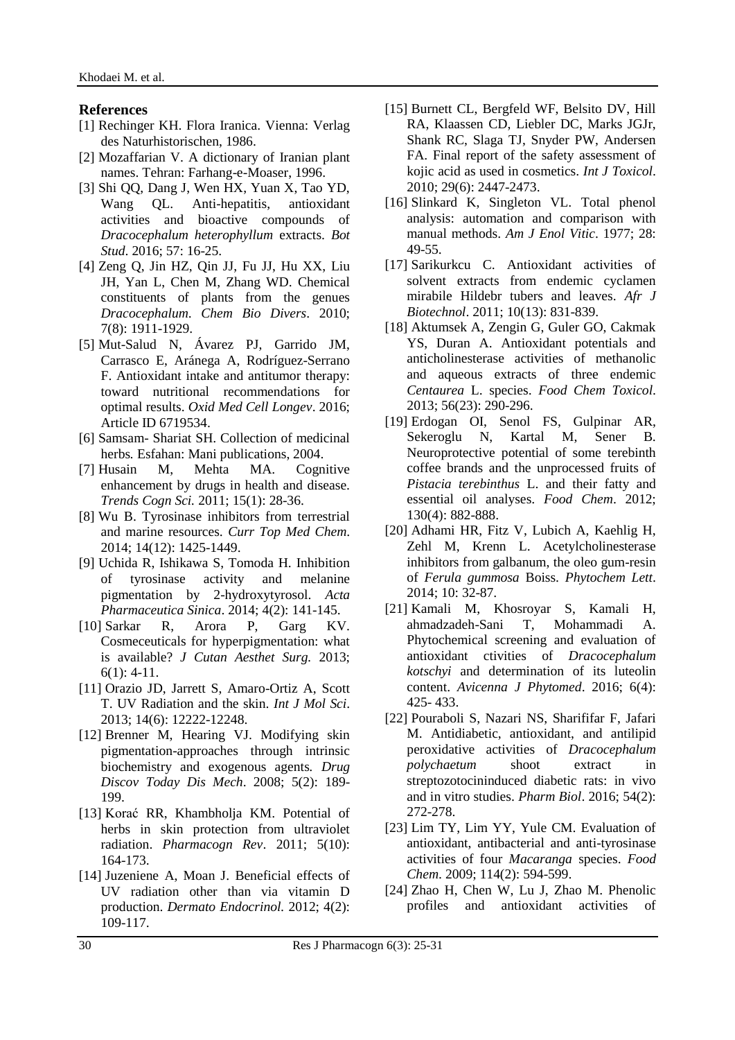## References

[1] Rechinger KH. Flora Iranica. Vienna: Verlag des Naturhistorischen, 1986.

[2] Mozaffarian V. A dictionary of Iranian plant names. Tehran: Farhang-e-Moaser, 1996.

[3] Shi QQ, Dang J, Wen HX, Yuan X, Tao YD, Wang QL. Anti-hepatitis, antioxidant activities and bioactive compounds of *Dracocephalum heterophyllum* extracts. *Bot Stud*. 2016; 57: 16-25.

[4] Zeng Q, Jin HZ, Qin JJ, Fu JJ, Hu XX, Liu JH, Yan L, Chen M, Zhang WD. Chemical constituents of plants from the genues *Dracocephalum*. *Chem Bio Divers*. 2010; 7(8): 1911-1929.

[5] Mut-Salud N, Ávarez PJ, Garrido JM, Carrasco E, Aránega A, Rodríguez-Serrano F. Antioxidant intake and antitumor therapy: toward nutritional recommendations for optimal results. *Oxid Med Cell Longev*. 2016; Article ID 6719534.

[6] Samsam- Shariat SH. Collection of medicinal herbs*.* Esfahan: Mani publications, 2004.

[7] Husain M, Mehta MA. Cognitive enhancement by drugs in health and disease. *Trends Cogn Sci.* 2011; 15(1): 28-36.

[8] Wu B. Tyrosinase inhibitors from terrestrial and marine resources. *Curr Top Med Chem*. 2014; 14(12): 1425-1449.

[9] Uchida R, Ishikawa S, Tomoda H. Inhibition of tyrosinase activity and melanine pigmentation by 2-hydroxytyrosol. *Acta Pharmaceutica Sinica*. 2014; 4(2): 141-145.

[10] Sarkar R, Arora P, Garg KV. Cosmeceuticals for hyperpigmentation: what is available? *J Cutan Aesthet Surg.* 2013; 6(1): 4-11.

[11] Orazio JD, Jarrett S, Amaro-Ortiz A, Scott T. UV Radiation and the skin. *Int J Mol Sci*. 2013; 14(6): 12222-12248.

[12] Brenner M, Hearing VJ. Modifying skin pigmentation-approaches through intrinsic biochemistry and exogenous agents*. Drug Discov Today Dis Mech*. 2008; 5(2): 189-199.

[13] Korać RR, Khambholja KM. Potential of herbs in skin protection from ultraviolet radiation. *Pharmacogn Rev*. 2011; 5(10): 164-173.

[14] Juzeniene A, Moan J. Beneficial effects of UV radiation other than via vitamin D production. *Dermato Endocrinol.* 2012; 4(2): 109-117.

[15] Burnett CL, Bergfeld WF, Belsito DV, Hill RA, Klaassen CD, Liebler DC, Marks JGJr, Shank RC, Slaga TJ, Snyder PW, Andersen FA. Final report of the safety assessment of kojic acid as used in cosmetics. *Int J Toxicol*. 2010; 29(6): 2447-2473.

[16] Slinkard K, Singleton VL. Total phenol analysis: automation and comparison with manual methods. *Am J Enol Vitic*. 1977; 28: 49-55.

[17] Sarikurkcu C. Antioxidant activities of solvent extracts from endemic cyclamen mirabile Hildebr tubers and leaves. *Afr J Biotechnol*. 2011; 10(13): 831-839.

[18] Aktumsek A, Zengin G, Guler GO, Cakmak YS, Duran A. Antioxidant potentials and anticholinesterase activities of methanolic and aqueous extracts of three endemic *Centaurea* L. species. *Food Chem Toxicol*. 2013; 56(23): 290-296.

[19] Erdogan OI, Senol FS, Gulpinar AR, Sekeroglu N, Kartal M, Sener B. Neuroprotective potential of some terebinth coffee brands and the unprocessed fruits of *Pistacia terebinthus* L. and their fatty and essential oil analyses. *Food Chem*. 2012; 130(4): 882-888.

[20] Adhami HR, Fitz V, Lubich A, Kaehlig H, Zehl M, Krenn L. Acetylcholinesterase inhibitors from galbanum, the oleo gum-resin of *Ferula gummosa* Boiss. *Phytochem Lett*. 2014; 10: 32-87.

[21] Kamali M, Khosroyar S, Kamali H, ahmadzadeh-Sani T, Mohammadi A. Phytochemical screening and evaluation of antioxidant ctivities of *Dracocephalum kotschyi* and determination of its luteolin content. *Avicenna J Phytomed*. 2016; 6(4): 425- 433.

[22] Pouraboli S, Nazari NS, Sharififar F, Jafari M. Antidiabetic, antioxidant, and antilipid peroxidative activities of *Dracocephalum polychaetum* shoot extract in streptozotocininduced diabetic rats: in vivo and in vitro studies. *Pharm Biol*. 2016; 54(2): 272-278.

[23] Lim TY, Lim YY, Yule CM. Evaluation of antioxidant, antibacterial and anti-tyrosinase activities of four *Macaranga* species. *Food Chem*. 2009; 114(2): 594-599.

[24] Zhao H, Chen W, Lu J, Zhao M. Phenolic profiles and antioxidant activities of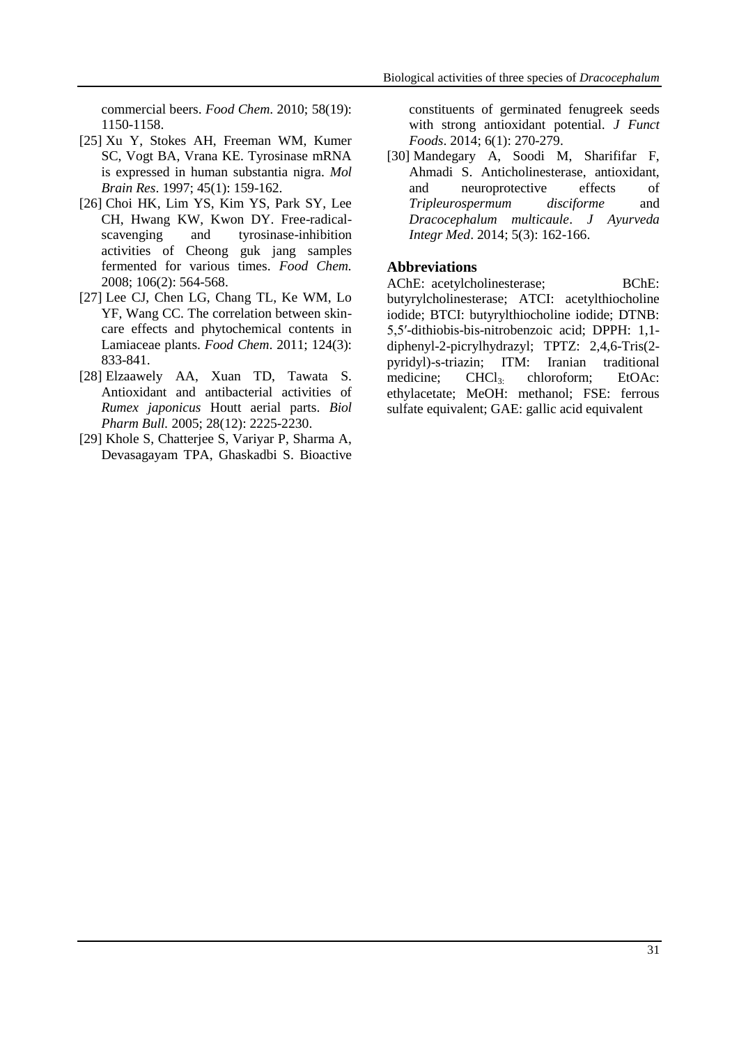commercial beers. *Food Chem*. 2010; 58(19): 1150-1158.

[25] Xu Y, Stokes AH, Freeman WM, Kumer SC, Vogt BA, Vrana KE. Tyrosinase mRNA is expressed in human substantia nigra. *Mol Brain Res*. 1997; 45(1): 159-162.

[26] Choi HK, Lim YS, Kim YS, Park SY, Lee CH, Hwang KW, Kwon DY. Free-radical-scavenging and tyrosinase-inhibition activities of Cheong guk jang samples fermented for various times. *Food Chem.* 2008; 106(2): 564-568.

[27] Lee CJ, Chen LG, Chang TL, Ke WM, Lo YF, Wang CC. The correlation between skin-care effects and phytochemical contents in Lamiaceae plants. *Food Chem*. 2011; 124(3): 833-841.

[28] Elzaawely AA, Xuan TD, Tawata S. Antioxidant and antibacterial activities of *Rumex japonicus* Houtt aerial parts. *Biol Pharm Bull.* 2005; 28(12): 2225-2230.

[29] Khole S, Chatterjee S, Variyar P, Sharma A, Devasagayam TPA, Ghaskadbi S. Bioactive constituents of germinated fenugreek seeds with strong antioxidant potential. *J Funct Foods*. 2014; 6(1): 270-279.

[30] Mandegary A, Soodi M, Sharififar F, Ahmadi S. Anticholinesterase, antioxidant, and neuroprotective effects of *Tripleurospermum disciforme* and *Dracocephalum multicaule*. *J Ayurveda Integr Med*. 2014; 5(3): 162-166.

## Abbreviations

AChE: acetylcholinesterase; BChE: butyrylcholinesterase; ATCI: acetylthiocholine iodide; BTCI: butyrylthiocholine iodide; DTNB: 5,5′-dithiobis-bis-nitrobenzoic acid; DPPH: 1,1-diphenyl-2-picrylhydrazyl; TPTZ: 2,4,6-Tris(2-pyridyl)-s-triazin; ITM: Iranian traditional medicine; $CHCl_3$: chloroform; EtOAc: ethylacetate; MeOH: methanol; FSE: ferrous sulfate equivalent; GAE: gallic acid equivalent